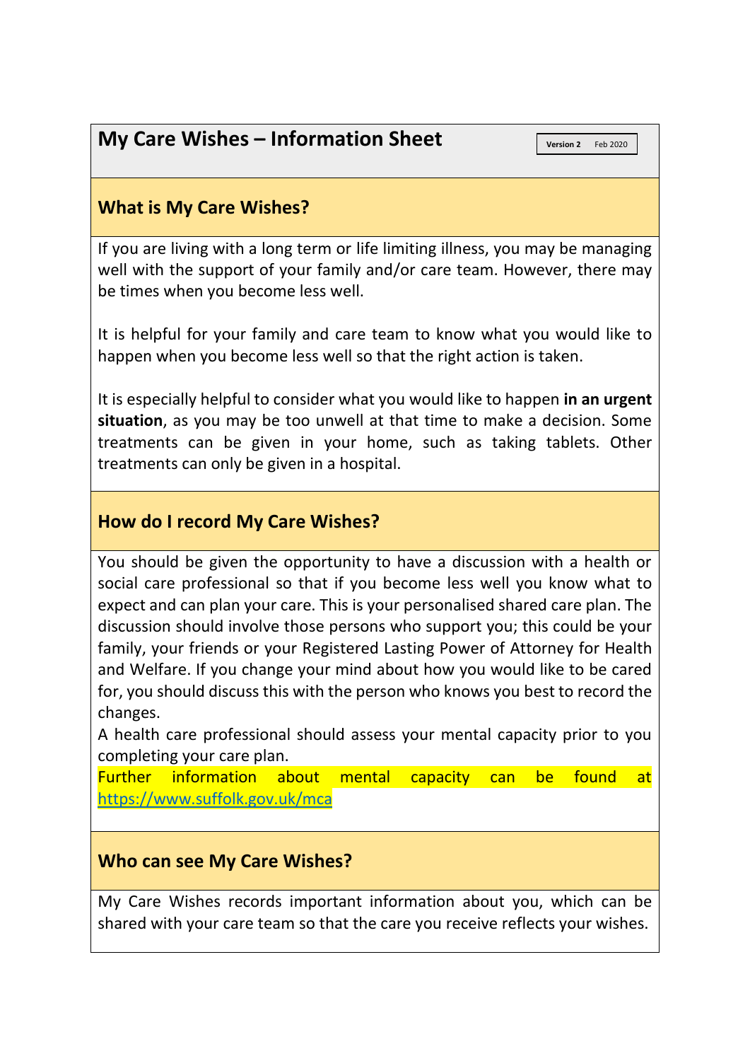# My Care Wishes – Information Sheet

**Version 2** Feb 2020

## What is My Care Wishes?

If you are living with a long term or life limiting illness, you may be managing well with the support of your family and/or care team. However, there may be times when you become less well.

It is helpful for your family and care team to know what you would like to happen when you become less well so that the right action is taken.

It is especially helpful to consider what you would like to happen **in an urgent situation**, as you may be too unwell at that time to make a decision. Some treatments can be given in your home, such as taking tablets. Other treatments can only be given in a hospital.

## How do I record My Care Wishes?

You should be given the opportunity to have a discussion with a health or social care professional so that if you become less well you know what to expect and can plan your care. This is your personalised shared care plan. The discussion should involve those persons who support you; this could be your family, your friends or your Registered Lasting Power of Attorney for Health and Welfare. If you change your mind about how you would like to be cared for, you should discuss this with the person who knows you best to record the changes.

A health care professional should assess your mental capacity prior to you completing your care plan.

Further information about mental capacity can be found at https://www.suffolk.gov.uk/mca

## Who can see My Care Wishes?

My Care Wishes records important information about you, which can be shared with your care team so that the care you receive reflects your wishes.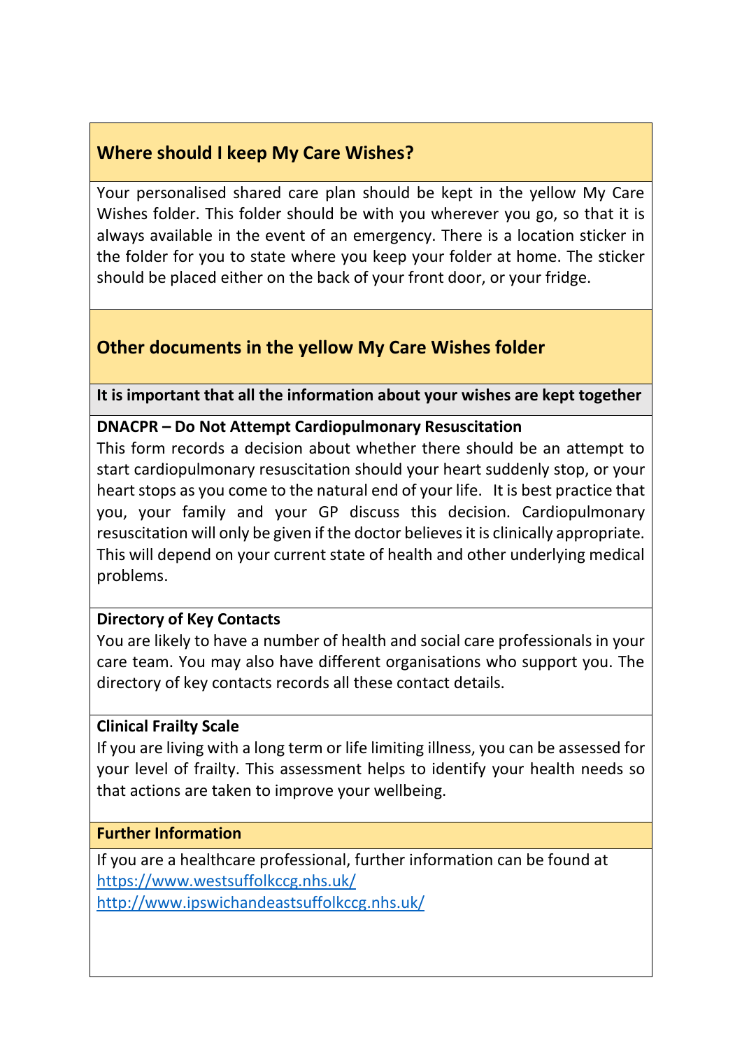## Where should I keep My Care Wishes?

Your personalised shared care plan should be kept in the yellow My Care Wishes folder. This folder should be with you wherever you go, so that it is always available in the event of an emergency. There is a location sticker in the folder for you to state where you keep your folder at home. The sticker should be placed either on the back of your front door, or your fridge.

## Other documents in the yellow My Care Wishes folder

**It is important that all the information about your wishes are kept together**

**DNACPR – Do Not Attempt Cardiopulmonary Resuscitation**
This form records a decision about whether there should be an attempt to start cardiopulmonary resuscitation should your heart suddenly stop, or your heart stops as you come to the natural end of your life. It is best practice that you, your family and your GP discuss this decision. Cardiopulmonary resuscitation will only be given if the doctor believes it is clinically appropriate. This will depend on your current state of health and other underlying medical problems.

**Directory of Key Contacts**
You are likely to have a number of health and social care professionals in your care team. You may also have different organisations who support you. The directory of key contacts records all these contact details.

**Clinical Frailty Scale**
If you are living with a long term or life limiting illness, you can be assessed for your level of frailty. This assessment helps to identify your health needs so that actions are taken to improve your wellbeing.

**Further Information**

If you are a healthcare professional, further information can be found at
https://www.westsuffolkccg.nhs.uk/
http://www.ipswichandeastsuffolkccg.nhs.uk/